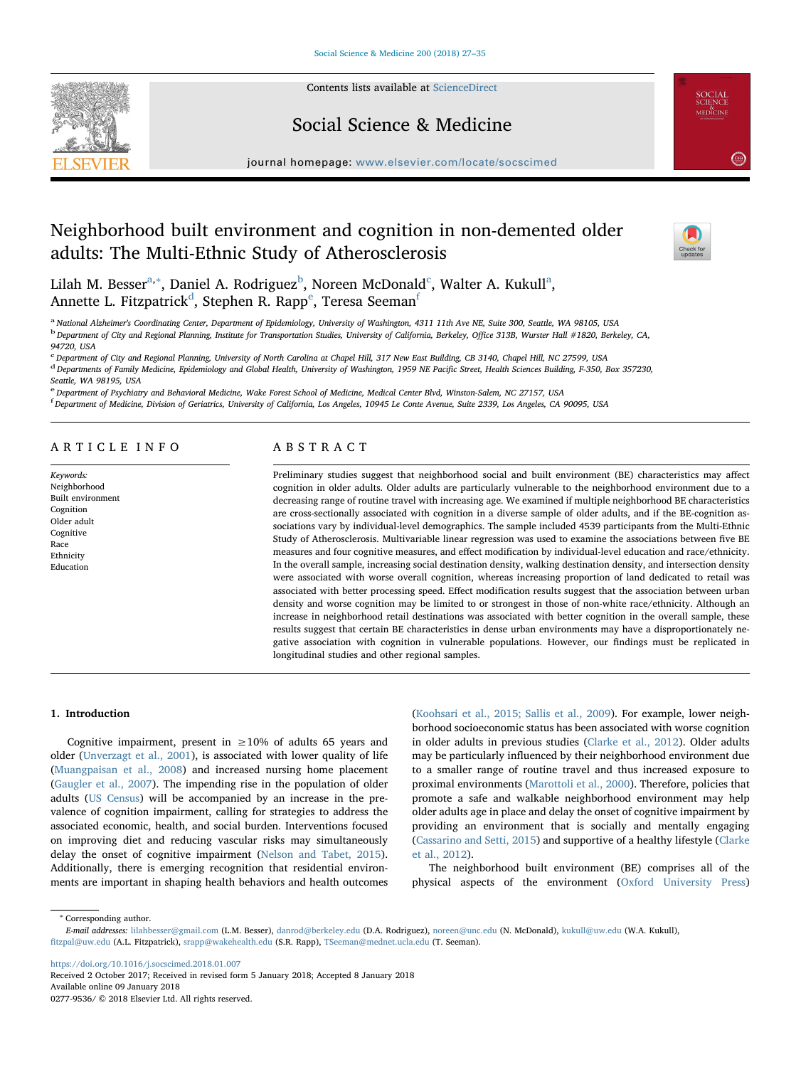# Neighborhood built environment and cognition in non-demented older adults: The Multi-Ethnic Study of Atherosclerosis

Lilah M. Besser[a,*], Daniel A. Rodriguez[b], Noreen McDonald[c], Walter A. Kukull[a], Annette L. Fitzpatrick[d], Stephen R. Rapp[e], Teresa Seeman[f]

[a] National Alzheimer's Coordinating Center, Department of Epidemiology, University of Washington, 4311 11th Ave NE, Suite 300, Seattle, WA 98105, USA

[b] Department of City and Regional Planning, Institute for Transportation Studies, University of California, Berkeley, Office 313B, Wurster Hall #1820, Berkeley, CA, 94720, USA

[c] Department of City and Regional Planning, University of North Carolina at Chapel Hill, 317 New East Building, CB 3140, Chapel Hill, NC 27599, USA

[d] Departments of Family Medicine, Epidemiology and Global Health, University of Washington, 1959 NE Pacific Street, Health Sciences Building, F-350, Box 357230, Seattle, WA 98195, USA

[e] Department of Psychiatry and Behavioral Medicine, Wake Forest School of Medicine, Medical Center Blvd, Winston-Salem, NC 27157, USA

[f] Department of Medicine, Division of Geriatrics, University of California, Los Angeles, 10945 Le Conte Avenue, Suite 2339, Los Angeles, CA 90095, USA

## ARTICLE INFO

*Keywords:*
Neighborhood
Built environment
Cognition
Older adult
Cognitive
Race
Ethnicity
Education

## ABSTRACT

Preliminary studies suggest that neighborhood social and built environment (BE) characteristics may affect cognition in older adults. Older adults are particularly vulnerable to the neighborhood environment due to a decreasing range of routine travel with increasing age. We examined if multiple neighborhood BE characteristics are cross-sectionally associated with cognition in a diverse sample of older adults, and if the BE-cognition associations vary by individual-level demographics. The sample included 4539 participants from the Multi-Ethnic Study of Atherosclerosis. Multivariable linear regression was used to examine the associations between five BE measures and four cognitive measures, and effect modification by individual-level education and race/ethnicity. In the overall sample, increasing social destination density, walking destination density, and intersection density were associated with worse overall cognition, whereas increasing proportion of land dedicated to retail was associated with better processing speed. Effect modification results suggest that the association between urban density and worse cognition may be limited to or strongest in those of non-white race/ethnicity. Although an increase in neighborhood retail destinations was associated with better cognition in the overall sample, these results suggest that certain BE characteristics in dense urban environments may have a disproportionately negative association with cognition in vulnerable populations. However, our findings must be replicated in longitudinal studies and other regional samples.

## 1. Introduction

Cognitive impairment, present in ≥10% of adults 65 years and older (Unverzagt et al., 2001), is associated with lower quality of life (Muangpaisan et al., 2008) and increased nursing home placement (Gaugler et al., 2007). The impending rise in the population of older adults (US Census) will be accompanied by an increase in the prevalence of cognition impairment, calling for strategies to address the associated economic, health, and social burden. Interventions focused on improving diet and reducing vascular risks may simultaneously delay the onset of cognitive impairment (Nelson and Tabet, 2015). Additionally, there is emerging recognition that residential environments are important in shaping health behaviors and health outcomes (Koohsari et al., 2015; Sallis et al., 2009). For example, lower neighborhood socioeconomic status has been associated with worse cognition in older adults in previous studies (Clarke et al., 2012). Older adults may be particularly influenced by their neighborhood environment due to a smaller range of routine travel and thus increased exposure to proximal environments (Marottoli et al., 2000). Therefore, policies that promote a safe and walkable neighborhood environment may help older adults age in place and delay the onset of cognitive impairment by providing an environment that is socially and mentally engaging (Cassarino and Setti, 2015) and supportive of a healthy lifestyle (Clarke et al., 2012).

The neighborhood built environment (BE) comprises all of the physical aspects of the environment (Oxford University Press)

* Corresponding author.
*E-mail addresses:* lilahbesser@gmail.com (L.M. Besser), danrod@berkeley.edu (D.A. Rodriguez), noreen@unc.edu (N. McDonald), kukull@uw.edu (W.A. Kukull), fitzpal@uw.edu (A.L. Fitzpatrick), srapp@wakehealth.edu (S.R. Rapp), TSeeman@mednet.ucla.edu (T. Seeman).

https://doi.org/10.1016/j.socscimed.2018.01.007
Received 2 October 2017; Received in revised form 5 January 2018; Accepted 8 January 2018
Available online 09 January 2018
0277-9536/ © 2018 Elsevier Ltd. All rights reserved.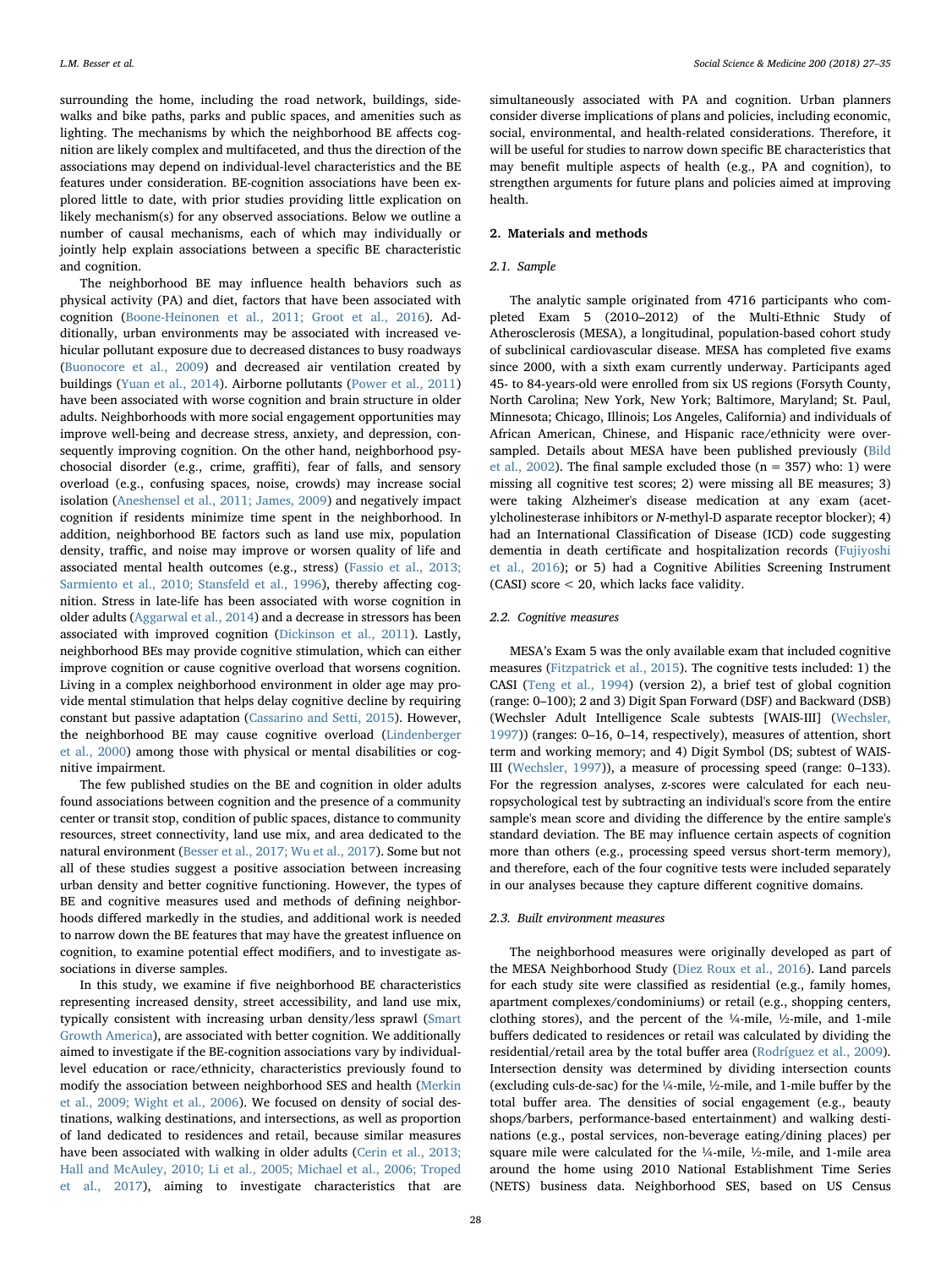surrounding the home, including the road network, buildings, sidewalks and bike paths, parks and public spaces, and amenities such as lighting. The mechanisms by which the neighborhood BE affects cognition are likely complex and multifaceted, and thus the direction of the associations may depend on individual-level characteristics and the BE features under consideration. BE-cognition associations have been explored little to date, with prior studies providing little explication on likely mechanism(s) for any observed associations. Below we outline a number of causal mechanisms, each of which may individually or jointly help explain associations between a specific BE characteristic and cognition.

The neighborhood BE may influence health behaviors such as physical activity (PA) and diet, factors that have been associated with cognition (Boone-Heinonen et al., 2011; Groot et al., 2016). Additionally, urban environments may be associated with increased vehicular pollutant exposure due to decreased distances to busy roadways (Buonocore et al., 2009) and decreased air ventilation created by buildings (Yuan et al., 2014). Airborne pollutants (Power et al., 2011) have been associated with worse cognition and brain structure in older adults. Neighborhoods with more social engagement opportunities may improve well-being and decrease stress, anxiety, and depression, consequently improving cognition. On the other hand, neighborhood psychosocial disorder (e.g., crime, graffiti), fear of falls, and sensory overload (e.g., confusing spaces, noise, crowds) may increase social isolation (Aneshensel et al., 2011; James, 2009) and negatively impact cognition if residents minimize time spent in the neighborhood. In addition, neighborhood BE factors such as land use mix, population density, traffic, and noise may improve or worsen quality of life and associated mental health outcomes (e.g., stress) (Fassio et al., 2013; Sarmiento et al., 2010; Stansfeld et al., 1996), thereby affecting cognition. Stress in late-life has been associated with worse cognition in older adults (Aggarwal et al., 2014) and a decrease in stressors has been associated with improved cognition (Dickinson et al., 2011). Lastly, neighborhood BEs may provide cognitive stimulation, which can either improve cognition or cause cognitive overload that worsens cognition. Living in a complex neighborhood environment in older age may provide mental stimulation that helps delay cognitive decline by requiring constant but passive adaptation (Cassarino and Setti, 2015). However, the neighborhood BE may cause cognitive overload (Lindenberger et al., 2000) among those with physical or mental disabilities or cognitive impairment.

The few published studies on the BE and cognition in older adults found associations between cognition and the presence of a community center or transit stop, condition of public spaces, distance to community resources, street connectivity, land use mix, and area dedicated to the natural environment (Besser et al., 2017; Wu et al., 2017). Some but not all of these studies suggest a positive association between increasing urban density and better cognitive functioning. However, the types of BE and cognitive measures used and methods of defining neighborhoods differed markedly in the studies, and additional work is needed to narrow down the BE features that may have the greatest influence on cognition, to examine potential effect modifiers, and to investigate associations in diverse samples.

In this study, we examine if five neighborhood BE characteristics representing increased density, street accessibility, and land use mix, typically consistent with increasing urban density/less sprawl (Smart Growth America), are associated with better cognition. We additionally aimed to investigate if the BE-cognition associations vary by individual-level education or race/ethnicity, characteristics previously found to modify the association between neighborhood SES and health (Merkin et al., 2009; Wight et al., 2006). We focused on density of social destinations, walking destinations, and intersections, as well as proportion of land dedicated to residences and retail, because similar measures have been associated with walking in older adults (Cerin et al., 2013; Hall and McAuley, 2010; Li et al., 2005; Michael et al., 2006; Troped et al., 2017), aiming to investigate characteristics that are simultaneously associated with PA and cognition. Urban planners consider diverse implications of plans and policies, including economic, social, environmental, and health-related considerations. Therefore, it will be useful for studies to narrow down specific BE characteristics that may benefit multiple aspects of health (e.g., PA and cognition), to strengthen arguments for future plans and policies aimed at improving health.

## 2. Materials and methods

### 2.1. Sample

The analytic sample originated from 4716 participants who completed Exam 5 (2010–2012) of the Multi-Ethnic Study of Atherosclerosis (MESA), a longitudinal, population-based cohort study of subclinical cardiovascular disease. MESA has completed five exams since 2000, with a sixth exam currently underway. Participants aged 45- to 84-years-old were enrolled from six US regions (Forsyth County, North Carolina; New York, New York; Baltimore, Maryland; St. Paul, Minnesota; Chicago, Illinois; Los Angeles, California) and individuals of African American, Chinese, and Hispanic race/ethnicity were oversampled. Details about MESA have been published previously (Bild et al., 2002). The final sample excluded those (n = 357) who: 1) were missing all cognitive test scores; 2) were missing all BE measures; 3) were taking Alzheimer's disease medication at any exam (acetylcholinesterase inhibitors or *N*-methyl-D asparate receptor blocker); 4) had an International Classification of Disease (ICD) code suggesting dementia in death certificate and hospitalization records (Fujiyoshi et al., 2016); or 5) had a Cognitive Abilities Screening Instrument (CASI) score < 20, which lacks face validity.

### 2.2. Cognitive measures

MESA's Exam 5 was the only available exam that included cognitive measures (Fitzpatrick et al., 2015). The cognitive tests included: 1) the CASI (Teng et al., 1994) (version 2), a brief test of global cognition (range: 0–100); 2 and 3) Digit Span Forward (DSF) and Backward (DSB) (Wechsler Adult Intelligence Scale subtests [WAIS-III] (Wechsler, 1997)) (ranges: 0–16, 0–14, respectively), measures of attention, short term and working memory; and 4) Digit Symbol (DS; subtest of WAIS-III (Wechsler, 1997)), a measure of processing speed (range: 0–133). For the regression analyses, z-scores were calculated for each neuropsychological test by subtracting an individual's score from the entire sample's mean score and dividing the difference by the entire sample's standard deviation. The BE may influence certain aspects of cognition more than others (e.g., processing speed versus short-term memory), and therefore, each of the four cognitive tests were included separately in our analyses because they capture different cognitive domains.

### 2.3. Built environment measures

The neighborhood measures were originally developed as part of the MESA Neighborhood Study (Diez Roux et al., 2016). Land parcels for each study site were classified as residential (e.g., family homes, apartment complexes/condominiums) or retail (e.g., shopping centers, clothing stores), and the percent of the ¼-mile, ½-mile, and 1-mile buffers dedicated to residences or retail was calculated by dividing the residential/retail area by the total buffer area (Rodríguez et al., 2009). Intersection density was determined by dividing intersection counts (excluding culs-de-sac) for the ¼-mile, ½-mile, and 1-mile buffer by the total buffer area. The densities of social engagement (e.g., beauty shops/barbers, performance-based entertainment) and walking destinations (e.g., postal services, non-beverage eating/dining places) per square mile were calculated for the ¼-mile, ½-mile, and 1-mile area around the home using 2010 National Establishment Time Series (NETS) business data. Neighborhood SES, based on US Census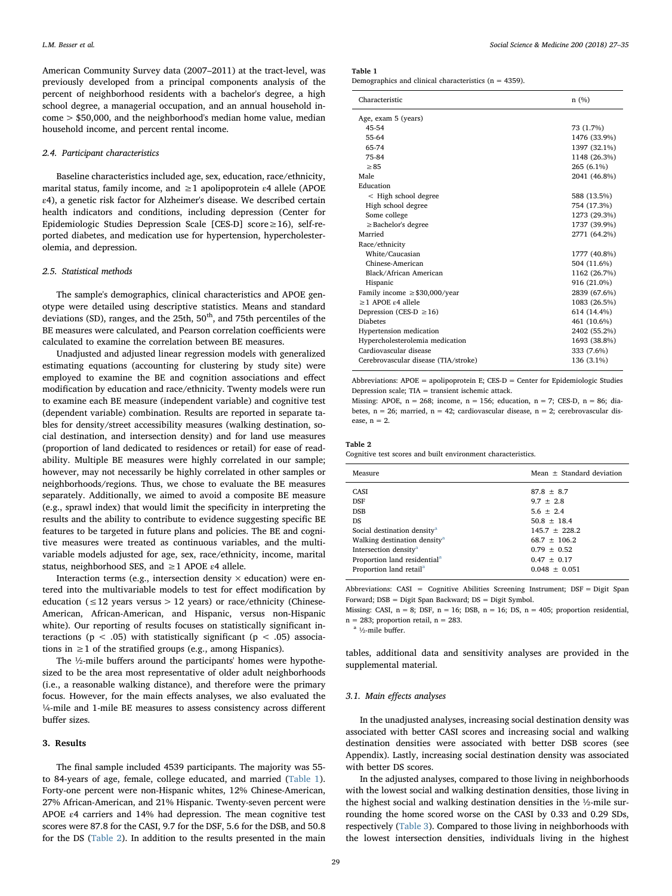American Community Survey data (2007–2011) at the tract-level, was previously developed from a principal components analysis of the percent of neighborhood residents with a bachelor's degree, a high school degree, a managerial occupation, and an annual household income > $50,000, and the neighborhood's median home value, median household income, and percent rental income.

### 2.4. Participant characteristics

Baseline characteristics included age, sex, education, race/ethnicity, marital status, family income, and ≥1 apolipoprotein ε4 allele (APOE ε4), a genetic risk factor for Alzheimer's disease. We described certain health indicators and conditions, including depression (Center for Epidemiologic Studies Depression Scale [CES-D] score ≥ 16), self-reported diabetes, and medication use for hypertension, hypercholesterolemia, and depression.

### 2.5. Statistical methods

The sample's demographics, clinical characteristics and APOE genotype were detailed using descriptive statistics. Means and standard deviations (SD), ranges, and the 25th, 50th, and 75th percentiles of the BE measures were calculated, and Pearson correlation coefficients were calculated to examine the correlation between BE measures.

Unadjusted and adjusted linear regression models with generalized estimating equations (accounting for clustering by study site) were employed to examine the BE and cognition associations and effect modification by education and race/ethnicity. Twenty models were run to examine each BE measure (independent variable) and cognitive test (dependent variable) combination. Results are reported in separate tables for density/street accessibility measures (walking destination, social destination, and intersection density) and for land use measures (proportion of land dedicated to residences or retail) for ease of readability. Multiple BE measures were highly correlated in our sample; however, may not necessarily be highly correlated in other samples or neighborhoods/regions. Thus, we chose to evaluate the BE measures separately. Additionally, we aimed to avoid a composite BE measure (e.g., sprawl index) that would limit the specificity in interpreting the results and the ability to contribute to evidence suggesting specific BE features to be targeted in future plans and policies. The BE and cognitive measures were treated as continuous variables, and the multivariable models adjusted for age, sex, race/ethnicity, income, marital status, neighborhood SES, and ≥1 APOE ε4 allele.

Interaction terms (e.g., intersection density × education) were entered into the multivariable models to test for effect modification by education (≤12 years versus > 12 years) or race/ethnicity (Chinese-American, African-American, and Hispanic, versus non-Hispanic white). Our reporting of results focuses on statistically significant interactions ($p < .05$) with statistically significant ($p < .05$) associations in ≥1 of the stratified groups (e.g., among Hispanics).

The ½-mile buffers around the participants' homes were hypothesized to be the area most representative of older adult neighborhoods (i.e., a reasonable walking distance), and therefore were the primary focus. However, for the main effects analyses, we also evaluated the ¼-mile and 1-mile BE measures to assess consistency across different buffer sizes.

## 3. Results

The final sample included 4539 participants. The majority was 55- to 84-years of age, female, college educated, and married (Table 1). Forty-one percent were non-Hispanic whites, 12% Chinese-American, 27% African-American, and 21% Hispanic. Twenty-seven percent were APOE ε4 carriers and 14% had depression. The mean cognitive test scores were 87.8 for the CASI, 9.7 for the DSF, 5.6 for the DSB, and 50.8 for the DS (Table 2). In addition to the results presented in the main tables, additional data and sensitivity analyses are provided in the supplemental material.

**Table 1**
Demographics and clinical characteristics (n = 4359).

| Characteristic | n (%) |
|---|---|
| Age, exam 5 (years) | |
| 45-54 | 73 (1.7%) |
| 55-64 | 1476 (33.9%) |
| 65-74 | 1397 (32.1%) |
| 75-84 | 1148 (26.3%) |
| ≥85 | 265 (6.1%) |
| Male | 2041 (46.8%) |
| Education | |
| < High school degree | 588 (13.5%) |
| High school degree | 754 (17.3%) |
| Some college | 1273 (29.3%) |
| ≥Bachelor's degree | 1737 (39.9%) |
| Married | 2771 (64.2%) |
| Race/ethnicity | |
| White/Caucasian | 1777 (40.8%) |
| Chinese-American | 504 (11.6%) |
| Black/African American | 1162 (26.7%) |
| Hispanic | 916 (21.0%) |
| Family income ≥$30,000/year | 2839 (67.6%) |
| ≥1 APOE ε4 allele | 1083 (26.5%) |
| Depression (CES-D ≥16) | 614 (14.4%) |
| Diabetes | 461 (10.6%) |
| Hypertension medication | 2402 (55.2%) |
| Hypercholesterolemia medication | 1693 (38.8%) |
| Cardiovascular disease | 333 (7.6%) |
| Cerebrovascular disease (TIA/stroke) | 136 (3.1%) |

Abbreviations: APOE = apolipoprotein E; CES-D = Center for Epidemiologic Studies Depression scale; TIA = transient ischemic attack.
Missing: APOE, n = 268; income, n = 156; education, n = 7; CES-D, n = 86; diabetes, n = 26; married, n = 42; cardiovascular disease, n = 2; cerebrovascular disease, n = 2.

**Table 2**
Cognitive test scores and built environment characteristics.

| Measure | Mean ± Standard deviation |
|---|---|
| CASI | 87.8 ± 8.7 |
| DSF | 9.7 ± 2.8 |
| DSB | 5.6 ± 2.4 |
| DS | 50.8 ± 18.4 |
| Social destination density[a] | 145.7 ± 228.2 |
| Walking destination density[a] | 68.7 ± 106.2 |
| Intersection density[a] | 0.79 ± 0.52 |
| Proportion land residential[a] | 0.47 ± 0.17 |
| Proportion land retail[a] | 0.048 ± 0.051 |

Abbreviations: CASI = Cognitive Abilities Screening Instrument; DSF = Digit Span Forward; DSB = Digit Span Backward; DS = Digit Symbol.
Missing: CASI, n = 8; DSF, n = 16; DSB, n = 16; DS, n = 405; proportion residential, n = 283; proportion retail, n = 283.
[a] ½-mile buffer.

### 3.1. Main effects analyses

In the unadjusted analyses, increasing social destination density was associated with better CASI scores and increasing social and walking destination densities were associated with better DSB scores (see Appendix). Lastly, increasing social destination density was associated with better DS scores.

In the adjusted analyses, compared to those living in neighborhoods with the lowest social and walking destination densities, those living in the highest social and walking destination densities in the ½-mile surrounding the home scored worse on the CASI by 0.33 and 0.29 SDs, respectively (Table 3). Compared to those living in neighborhoods with the lowest intersection densities, individuals living in the highest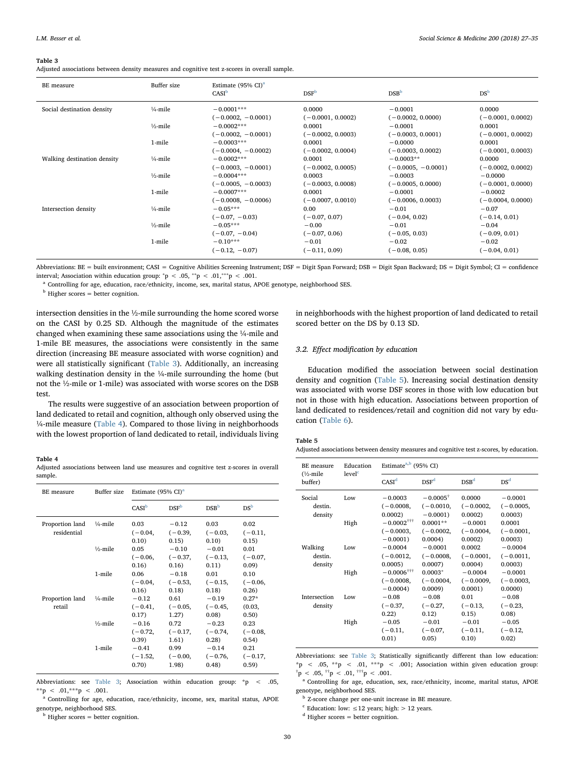**Table 3**
Adjusted associations between density measures and cognitive test z-scores in overall sample.

| BE measure | Buffer size | Estimate (95% CI)[a] | | | |
|---|---|---|---|---|---|
| | | CASI[b] | DSF[b] | DSB[b] | DS[b] |
| Social destination density | ¼-mile | −0.0001*** (−0.0002, −0.0001) | 0.0000 (−0.0001, 0.0002) | −0.0001 (−0.0002, 0.0000) | 0.0000 (−0.0001, 0.0002) |
| | ½-mile | −0.0002*** (−0.0002, −0.0001) | 0.0001 (−0.0002, 0.0003) | −0.0001 (−0.0003, 0.0001) | 0.0001 (−0.0001, 0.0002) |
| | 1-mile | −0.0003*** (−0.0004, −0.0002) | 0.0001 (−0.0002, 0.0004) | −0.0000 (−0.0003, 0.0002) | 0.0001 (−0.0001, 0.0003) |
| Walking destination density | ¼-mile | −0.0002*** (−0.0003, −0.0001) | 0.0001 (−0.0002, 0.0005) | −0.0003** (−0.0005, −0.0001) | 0.0000 (−0.0002, 0.0002) |
| | ½-mile | −0.0004*** (−0.0005, −0.0003) | 0.0003 (−0.0003, 0.0008) | −0.0003 (−0.0005, 0.0000) | −0.0000 (−0.0001, 0.0000) |
| | 1-mile | −0.0007*** (−0.0008, −0.0006) | 0.0001 (−0.0007, 0.0010) | −0.0001 (−0.0006, 0.0003) | −0.0002 (−0.0004, 0.0000) |
| Intersection density | ¼-mile | −0.05*** (−0.07, −0.03) | 0.00 (−0.07, 0.07) | −0.01 (−0.04, 0.02) | −0.07 (−0.14, 0.01) |
| | ½-mile | −0.05*** (−0.07, −0.04) | −0.00 (−0.07, 0.06) | −0.01 (−0.05, 0.03) | −0.04 (−0.09, 0.01) |
| | 1-mile | −0.10*** (−0.12, −0.07) | −0.01 (−0.11, 0.09) | −0.02 (−0.08, 0.05) | −0.02 (−0.04, 0.01) |

Abbreviations: BE = built environment; CASI = Cognitive Abilities Screening Instrument; DSF = Digit Span Forward; DSB = Digit Span Backward; DS = Digit Symbol; CI = confidence interval; Association within education group: *p < .05, **p < .01,***p < .001.

[a] Controlling for age, education, race/ethnicity, income, sex, marital status, APOE genotype, neighborhood SES.

[b] Higher scores = better cognition.

intersection densities in the ½-mile surrounding the home scored worse on the CASI by 0.25 SD. Although the magnitude of the estimates changed when examining these same associations using the ¼-mile and 1-mile BE measures, the associations were consistently in the same direction (increasing BE measure associated with worse cognition) and were all statistically significant (Table 3). Additionally, an increasing walking destination density in the ¼-mile surrounding the home (but not the ½-mile or 1-mile) was associated with worse scores on the DSB test.

The results were suggestive of an association between proportion of land dedicated to retail and cognition, although only observed using the ¼-mile measure (Table 4). Compared to those living in neighborhoods with the lowest proportion of land dedicated to retail, individuals living in neighborhoods with the highest proportion of land dedicated to retail scored better on the DS by 0.13 SD.

### 3.2. Effect modification by education

Education modified the association between social destination density and cognition (Table 5). Increasing social destination density was associated with worse DSF scores in those with low education but not in those with high education. Associations between proportion of land dedicated to residences/retail and cognition did not vary by education (Table 6).

**Table 4**
Adjusted associations between land use measures and cognitive test z-scores in overall sample.

| BE measure | Buffer size | Estimate (95% CI)[a] | | | |
|---|---|---|---|---|---|
| | | CASI[b] | DSF[b] | DSB[b] | DS[b] |
| Proportion land residential | ¼-mile | 0.03 (−0.04, 0.10) | −0.12 (−0.39, 0.15) | 0.03 (−0.03, 0.10) | 0.02 (−0.11, 0.15) |
| | ½-mile | 0.05 (−0.06, 0.16) | −0.10 (−0.37, 0.16) | −0.01 (−0.13, 0.11) | 0.01 (−0.07, 0.09) |
| | 1-mile | 0.06 (−0.04, 0.16) | −0.18 (−0.53, 0.18) | 0.01 (−0.15, 0.18) | 0.10 (−0.06, 0.26) |
| Proportion land retail | ¼-mile | −0.12 (−0.41, 0.17) | 0.61 (−0.05, 1.27) | −0.19 (−0.45, 0.08) | 0.27* (0.03, 0.50) |
| | ½-mile | −0.16 (−0.72, 0.39) | 0.72 (−0.17, 1.61) | −0.23 (−0.74, 0.28) | 0.23 (−0.08, 0.54) |
| | 1-mile | −0.41 (−1.52, 0.70) | 0.99 (−0.00, 1.98) | −0.14 (−0.76, 0.48) | 0.21 (−0.17, 0.59) |

Abbreviations: see Table 3; Association within education group: *p < .05, **p < .01,***p < .001.

[a] Controlling for age, education, race/ethnicity, income, sex, marital status, APOE genotype, neighborhood SES.

[b] Higher scores = better cognition.

**Table 5**
Adjusted associations between density measures and cognitive test z-scores, by education.

| BE measure (½-mile buffer) | Education level[c] | Estimate[a,b] (95% CI) | | | |
|---|---|---|---|---|---|
| | | CASI[d] | DSF[d] | DSB[d] | DS[d] |
| Social destin. density | Low | −0.0003 (−0.0008, 0.0002) | −0.0005[†] (−0.0010, −0.0001) | 0.0000 (−0.0002, 0.0002) | −0.0001 (−0.0005, 0.0003) |
| | High | −0.0002[†††] (−0.0003, −0.0001) | 0.0001** (−0.0002, 0.0004) | −0.0001 (−0.0004, 0.0002) | 0.0001 (−0.0001, 0.0003) |
| Walking destin. density | Low | −0.0004 (−0.0012, 0.0005) | −0.0001 (−0.0008, 0.0007) | 0.0002 (−0.0001, 0.0004) | −0.0004 (−0.0011, 0.0003) |
| | High | −0.0006[†††] (−0.0008, −0.0004) | 0.0003* (−0.0004, 0.0009) | −0.0004 (−0.0009, 0.0001) | −0.0001 (−0.0003, 0.0000) |
| Intersection density | Low | −0.08 (−0.37, 0.22) | −0.08 (−0.27, 0.12) | 0.01 (−0.13, 0.15) | −0.08 (−0.23, 0.08) |
| | High | −0.05 (−0.11, 0.01) | −0.01 (−0.07, 0.05) | −0.01 (−0.11, 0.10) | −0.05 (−0.12, 0.02) |

Abbreviations: see Table 3; Statistically significantly different than low education: *p < .05, **p < .01, ***p < .001; Association within given education group: [†]p < .05, [††]p < .01, [†††]p < .001.

[a] Controlling for age, education, sex, race/ethnicity, income, marital status, APOE genotype, neighborhood SES.

[b] Z-score change per one-unit increase in BE measure.

[c] Education: low: ≤12 years; high: > 12 years.

[d] Higher scores = better cognition.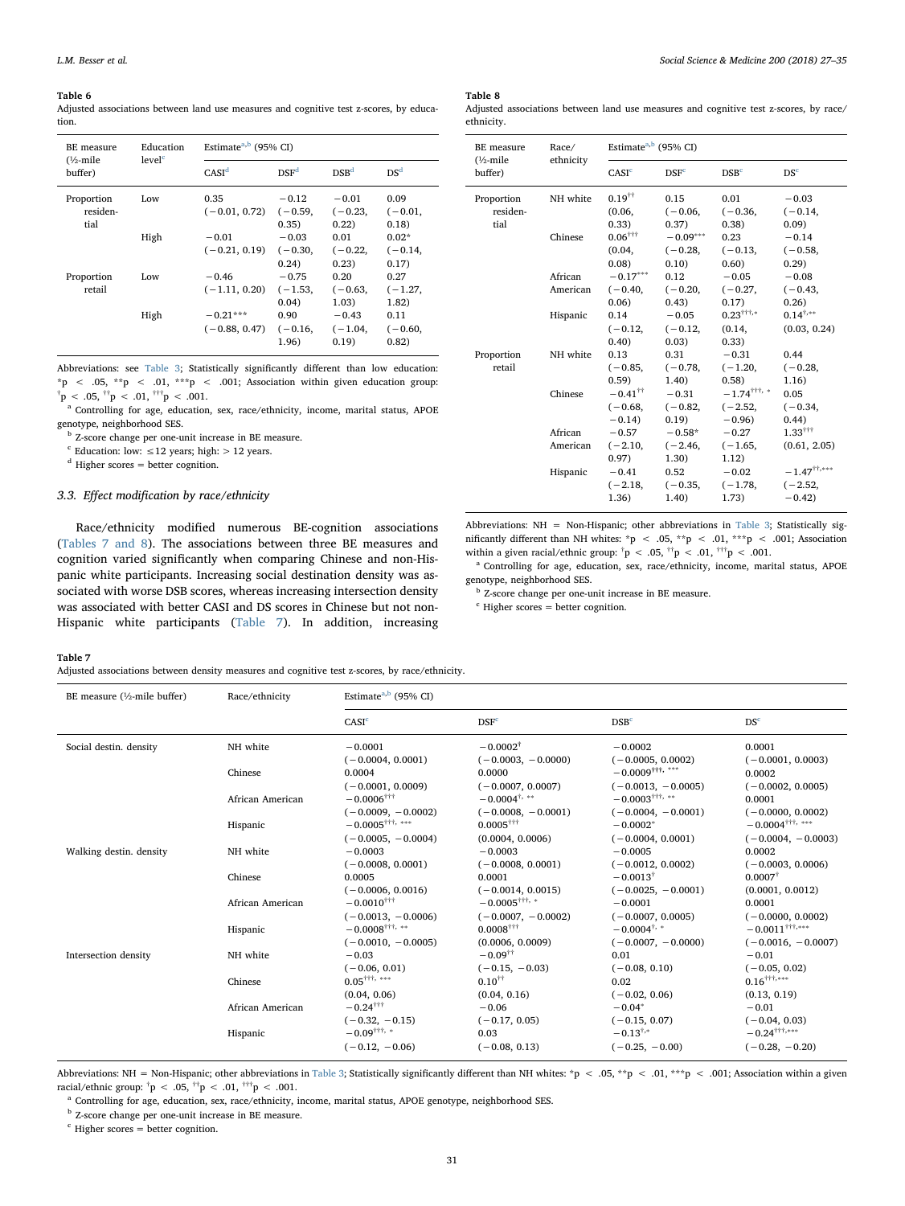**Table 6**
Adjusted associations between land use measures and cognitive test z-scores, by education.

| BE measure (½-mile buffer) | Education level[c] | Estimate[a,b] (95% CI) | | | |
|---|---|---|---|---|---|
| | | CASI[d] | DSF[d] | DSB[d] | DS[d] |
| Proportion residential | Low | 0.35 (−0.01, 0.72) | −0.12 (−0.59, 0.35) | −0.01 (−0.23, 0.22) | 0.09 (−0.01, 0.18) |
| | High | −0.01 (−0.21, 0.19) | −0.03 (−0.30, 0.24) | 0.01 (−0.22, 0.23) | 0.02* (−0.14, 0.17) |
| Proportion retail | Low | −0.46 (−1.11, 0.20) | −0.75 (−1.53, 0.04) | 0.20 (−0.63, 1.03) | 0.27 (−1.27, 1.82) |
| | High | −0.21*** (−0.88, 0.47) | 0.90 (−0.16, 1.96) | −0.43 (−1.04, 0.19) | 0.11 (−0.60, 0.82) |

Abbreviations: see Table 3; Statistically significantly different than low education: *p < .05, **p < .01, ***p < .001; Association within given education group: †p < .05, ††p < .01, †††p < .001.
[a] Controlling for age, education, sex, race/ethnicity, income, marital status, APOE genotype, neighborhood SES.
[b] Z-score change per one-unit increase in BE measure.
[c] Education: low: ≤12 years; high: > 12 years.
[d] Higher scores = better cognition.

### 3.3. Effect modification by race/ethnicity

Race/ethnicity modified numerous BE-cognition associations (Tables 7 and 8). The associations between three BE measures and cognition varied significantly when comparing Chinese and non-Hispanic white participants. Increasing social destination density was associated with worse DSB scores, whereas increasing intersection density was associated with better CASI and DS scores in Chinese but not non-Hispanic white participants (Table 7). In addition, increasing

**Table 8**
Adjusted associations between land use measures and cognitive test z-scores, by race/ethnicity.

| BE measure (½-mile buffer) | Race/ethnicity | Estimate[a,b] (95% CI) | | | |
|---|---|---|---|---|---|
| | | CASI[c] | DSF[c] | DSB[c] | DS[c] |
| Proportion residential | NH white | 0.19†† (0.06, 0.33) | 0.15 (−0.06, 0.37) | 0.01 (−0.36, 0.38) | −0.03 (−0.14, 0.09) |
| | Chinese | 0.06††† (0.04, 0.08) | −0.09*** (−0.28, 0.10) | 0.23 (−0.13, 0.60) | −0.14 (−0.58, 0.29) |
| | African American | −0.17*** (−0.40, 0.06) | 0.12 (−0.20, 0.43) | −0.05 (−0.27, 0.17) | −0.08 (−0.43, 0.26) |
| | Hispanic | 0.14 (−0.12, 0.40) | −0.05 (−0.12, 0.03) | 0.23†††,* (0.14, 0.33) | 0.14†,** (0.03, 0.24) |
| Proportion retail | NH white | 0.13 (−0.85, 0.59) | 0.31 (−0.78, 1.40) | −0.31 (−1.20, 0.58) | 0.44 (−0.28, 1.16) |
| | Chinese | −0.41†† (−0.68, −0.14) | −0.31 (−0.82, 0.19) | −1.74†††, * (−2.52, −0.96) | 0.05 (−0.34, 0.44) |
| | African American | −0.57 (−2.10, 0.97) | −0.58* (−2.46, 1.30) | −0.27 (−1.65, 1.12) | 1.33††† (0.61, 2.05) |
| | Hispanic | −0.41 (−2.18, 1.36) | 0.52 (−0.35, 1.40) | −0.02 (−1.78, 1.73) | −1.47††,*** (−2.52, −0.42) |

Abbreviations: NH = Non-Hispanic; other abbreviations in Table 3; Statistically significantly different than NH whites: *p < .05, **p < .01, ***p < .001; Association within a given racial/ethnic group: †p < .05, ††p < .01, †††p < .001.
[a] Controlling for age, education, sex, race/ethnicity, income, marital status, APOE genotype, neighborhood SES.
[b] Z-score change per one-unit increase in BE measure.
[c] Higher scores = better cognition.

**Table 7**
Adjusted associations between density measures and cognitive test z-scores, by race/ethnicity.

| BE measure (½-mile buffer) | Race/ethnicity | Estimate[a,b] (95% CI) | | | |
|---|---|---|---|---|---|
| | | CASI[c] | DSF[c] | DSB[c] | DS[c] |
| Social destin. density | NH white | −0.0001 (−0.0004, 0.0001) | −0.0002† (−0.0003, −0.0000) | −0.0002 (−0.0005, 0.0002) | 0.0001 (−0.0001, 0.0003) |
| | Chinese | 0.0004 (−0.0001, 0.0009) | 0.0000 (−0.0007, 0.0007) | −0.0009†††, *** (−0.0013, −0.0005) | 0.0002 (−0.0002, 0.0005) |
| | African American | −0.0006††† (−0.0009, −0.0002) | −0.0004†, ** (−0.0008, −0.0001) | −0.0003†††, ** (−0.0004, −0.0001) | 0.0001 (−0.0000, 0.0002) |
| | Hispanic | −0.0005†††, *** (−0.0005, −0.0004) | 0.0005††† (0.0004, 0.0006) | −0.0002* (−0.0004, 0.0001) | −0.0004†††, *** (−0.0004, −0.0003) |
| Walking destin. density | NH white | −0.0003 (−0.0008, 0.0001) | −0.0003 (−0.0008, 0.0001) | −0.0005 (−0.0012, 0.0002) | 0.0002 (−0.0003, 0.0006) |
| | Chinese | 0.0005 (−0.0006, 0.0016) | 0.0001 (−0.0014, 0.0015) | −0.0013† (−0.0025, −0.0001) | 0.0007† (0.0001, 0.0012) |
| | African American | −0.0010††† (−0.0013, −0.0006) | −0.0005†††, * (−0.0007, −0.0002) | −0.0001 (−0.0007, 0.0005) | 0.0001 (−0.0000, 0.0002) |
| | Hispanic | −0.0008†††, ** (−0.0010, −0.0005) | 0.0008††† (0.0006, 0.0009) | −0.0004†, * (−0.0007, −0.0000) | −0.0011†††,*** (−0.0016, −0.0007) |
| Intersection density | NH white | −0.03 (−0.06, 0.01) | −0.09†† (−0.15, −0.03) | 0.01 (−0.08, 0.10) | −0.01 (−0.05, 0.02) |
| | Chinese | 0.05†††, *** (0.04, 0.06) | 0.10†† (0.04, 0.16) | 0.02 (−0.02, 0.06) | 0.16†††,*** (0.13, 0.19) |
| | African American | −0.24††† (−0.32, −0.15) | −0.06 (−0.17, 0.05) | −0.04* (−0.15, 0.07) | −0.01 (−0.04, 0.03) |
| | Hispanic | −0.09†††, * (−0.12, −0.06) | 0.03 (−0.08, 0.13) | −0.13†,* (−0.25, −0.00) | −0.24†††,*** (−0.28, −0.20) |

Abbreviations: NH = Non-Hispanic; other abbreviations in Table 3; Statistically significantly different than NH whites: *p < .05, **p < .01, ***p < .001; Association within a given racial/ethnic group: †p < .05, ††p < .01, †††p < .001.
[a] Controlling for age, education, sex, race/ethnicity, income, marital status, APOE genotype, neighborhood SES.
[b] Z-score change per one-unit increase in BE measure.
[c] Higher scores = better cognition.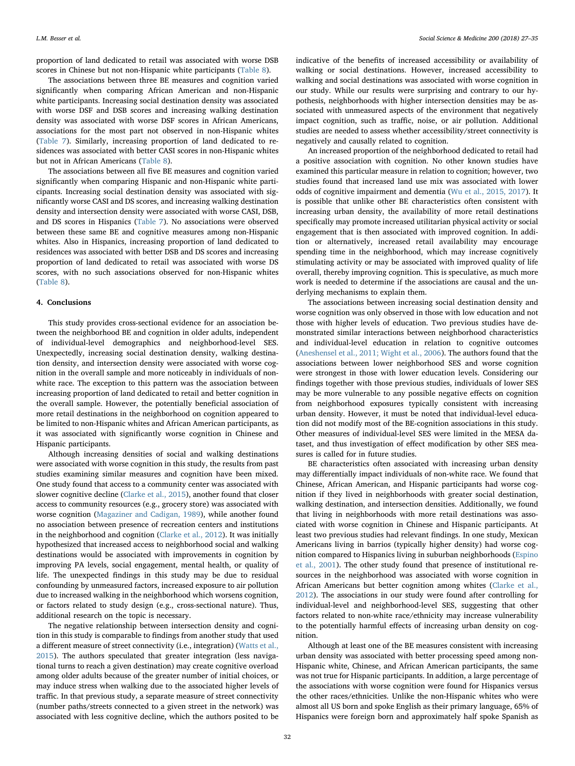proportion of land dedicated to retail was associated with worse DSB scores in Chinese but not non-Hispanic white participants (Table 8).

The associations between three BE measures and cognition varied significantly when comparing African American and non-Hispanic white participants. Increasing social destination density was associated with worse DSF and DSB scores and increasing walking destination density was associated with worse DSF scores in African Americans, associations for the most part not observed in non-Hispanic whites (Table 7). Similarly, increasing proportion of land dedicated to residences was associated with better CASI scores in non-Hispanic whites but not in African Americans (Table 8).

The associations between all five BE measures and cognition varied significantly when comparing Hispanic and non-Hispanic white participants. Increasing social destination density was associated with significantly worse CASI and DS scores, and increasing walking destination density and intersection density were associated with worse CASI, DSB, and DS scores in Hispanics (Table 7). No associations were observed between these same BE and cognitive measures among non-Hispanic whites. Also in Hispanics, increasing proportion of land dedicated to residences was associated with better DSB and DS scores and increasing proportion of land dedicated to retail was associated with worse DS scores, with no such associations observed for non-Hispanic whites (Table 8).

## 4. Conclusions

This study provides cross-sectional evidence for an association between the neighborhood BE and cognition in older adults, independent of individual-level demographics and neighborhood-level SES. Unexpectedly, increasing social destination density, walking destination density, and intersection density were associated with worse cognition in the overall sample and more noticeably in individuals of non-white race. The exception to this pattern was the association between increasing proportion of land dedicated to retail and better cognition in the overall sample. However, the potentially beneficial association of more retail destinations in the neighborhood on cognition appeared to be limited to non-Hispanic whites and African American participants, as it was associated with significantly worse cognition in Chinese and Hispanic participants.

Although increasing densities of social and walking destinations were associated with worse cognition in this study, the results from past studies examining similar measures and cognition have been mixed. One study found that access to a community center was associated with slower cognitive decline (Clarke et al., 2015), another found that closer access to community resources (e.g., grocery store) was associated with worse cognition (Magaziner and Cadigan, 1989), while another found no association between presence of recreation centers and institutions in the neighborhood and cognition (Clarke et al., 2012). It was initially hypothesized that increased access to neighborhood social and walking destinations would be associated with improvements in cognition by improving PA levels, social engagement, mental health, or quality of life. The unexpected findings in this study may be due to residual confounding by unmeasured factors, increased exposure to air pollution due to increased walking in the neighborhood which worsens cognition, or factors related to study design (e.g., cross-sectional nature). Thus, additional research on the topic is necessary.

The negative relationship between intersection density and cognition in this study is comparable to findings from another study that used a different measure of street connectivity (i.e., integration) (Watts et al., 2015). The authors speculated that greater integration (less navigational turns to reach a given destination) may create cognitive overload among older adults because of the greater number of initial choices, or may induce stress when walking due to the associated higher levels of traffic. In that previous study, a separate measure of street connectivity (number paths/streets connected to a given street in the network) was associated with less cognitive decline, which the authors posited to be indicative of the benefits of increased accessibility or availability of walking or social destinations. However, increased accessibility to walking and social destinations was associated with worse cognition in our study. While our results were surprising and contrary to our hypothesis, neighborhoods with higher intersection densities may be associated with unmeasured aspects of the environment that negatively impact cognition, such as traffic, noise, or air pollution. Additional studies are needed to assess whether accessibility/street connectivity is negatively and causally related to cognition.

An increased proportion of the neighborhood dedicated to retail had a positive association with cognition. No other known studies have examined this particular measure in relation to cognition; however, two studies found that increased land use mix was associated with lower odds of cognitive impairment and dementia (Wu et al., 2015, 2017). It is possible that unlike other BE characteristics often consistent with increasing urban density, the availability of more retail destinations specifically may promote increased utilitarian physical activity or social engagement that is then associated with improved cognition. In addition or alternatively, increased retail availability may encourage spending time in the neighborhood, which may increase cognitively stimulating activity or may be associated with improved quality of life overall, thereby improving cognition. This is speculative, as much more work is needed to determine if the associations are causal and the underlying mechanisms to explain them.

The associations between increasing social destination density and worse cognition was only observed in those with low education and not those with higher levels of education. Two previous studies have demonstrated similar interactions between neighborhood characteristics and individual-level education in relation to cognitive outcomes (Aneshensel et al., 2011; Wight et al., 2006). The authors found that the associations between lower neighborhood SES and worse cognition were strongest in those with lower education levels. Considering our findings together with those previous studies, individuals of lower SES may be more vulnerable to any possible negative effects on cognition from neighborhood exposures typically consistent with increasing urban density. However, it must be noted that individual-level education did not modify most of the BE-cognition associations in this study. Other measures of individual-level SES were limited in the MESA dataset, and thus investigation of effect modification by other SES measures is called for in future studies.

BE characteristics often associated with increasing urban density may differentially impact individuals of non-white race. We found that Chinese, African American, and Hispanic participants had worse cognition if they lived in neighborhoods with greater social destination, walking destination, and intersection densities. Additionally, we found that living in neighborhoods with more retail destinations was associated with worse cognition in Chinese and Hispanic participants. At least two previous studies had relevant findings. In one study, Mexican Americans living in barrios (typically higher density) had worse cognition compared to Hispanics living in suburban neighborhoods (Espino et al., 2001). The other study found that presence of institutional resources in the neighborhood was associated with worse cognition in African Americans but better cognition among whites (Clarke et al., 2012). The associations in our study were found after controlling for individual-level and neighborhood-level SES, suggesting that other factors related to non-white race/ethnicity may increase vulnerability to the potentially harmful effects of increasing urban density on cognition.

Although at least one of the BE measures consistent with increasing urban density was associated with better processing speed among non-Hispanic white, Chinese, and African American participants, the same was not true for Hispanic participants. In addition, a large percentage of the associations with worse cognition were found for Hispanics versus the other races/ethnicities. Unlike the non-Hispanic whites who were almost all US born and spoke English as their primary language, 65% of Hispanics were foreign born and approximately half spoke Spanish as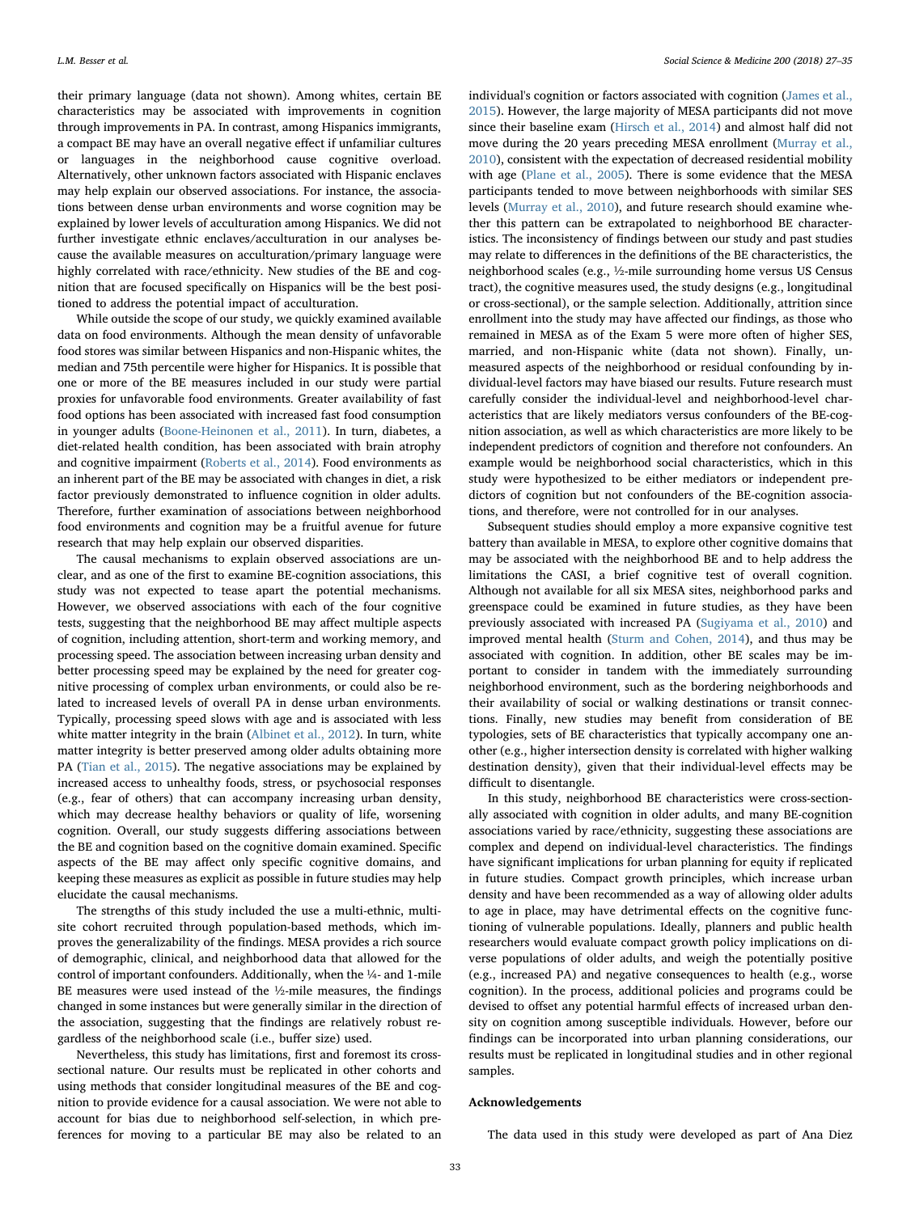their primary language (data not shown). Among whites, certain BE characteristics may be associated with improvements in cognition through improvements in PA. In contrast, among Hispanics immigrants, a compact BE may have an overall negative effect if unfamiliar cultures or languages in the neighborhood cause cognitive overload. Alternatively, other unknown factors associated with Hispanic enclaves may help explain our observed associations. For instance, the associations between dense urban environments and worse cognition may be explained by lower levels of acculturation among Hispanics. We did not further investigate ethnic enclaves/acculturation in our analyses because the available measures on acculturation/primary language were highly correlated with race/ethnicity. New studies of the BE and cognition that are focused specifically on Hispanics will be the best positioned to address the potential impact of acculturation.

While outside the scope of our study, we quickly examined available data on food environments. Although the mean density of unfavorable food stores was similar between Hispanics and non-Hispanic whites, the median and 75th percentile were higher for Hispanics. It is possible that one or more of the BE measures included in our study were partial proxies for unfavorable food environments. Greater availability of fast food options has been associated with increased fast food consumption in younger adults (Boone-Heinonen et al., 2011). In turn, diabetes, a diet-related health condition, has been associated with brain atrophy and cognitive impairment (Roberts et al., 2014). Food environments as an inherent part of the BE may be associated with changes in diet, a risk factor previously demonstrated to influence cognition in older adults. Therefore, further examination of associations between neighborhood food environments and cognition may be a fruitful avenue for future research that may help explain our observed disparities.

The causal mechanisms to explain observed associations are unclear, and as one of the first to examine BE-cognition associations, this study was not expected to tease apart the potential mechanisms. However, we observed associations with each of the four cognitive tests, suggesting that the neighborhood BE may affect multiple aspects of cognition, including attention, short-term and working memory, and processing speed. The association between increasing urban density and better processing speed may be explained by the need for greater cognitive processing of complex urban environments, or could also be related to increased levels of overall PA in dense urban environments. Typically, processing speed slows with age and is associated with less white matter integrity in the brain (Albinet et al., 2012). In turn, white matter integrity is better preserved among older adults obtaining more PA (Tian et al., 2015). The negative associations may be explained by increased access to unhealthy foods, stress, or psychosocial responses (e.g., fear of others) that can accompany increasing urban density, which may decrease healthy behaviors or quality of life, worsening cognition. Overall, our study suggests differing associations between the BE and cognition based on the cognitive domain examined. Specific aspects of the BE may affect only specific cognitive domains, and keeping these measures as explicit as possible in future studies may help elucidate the causal mechanisms.

The strengths of this study included the use a multi-ethnic, multi-site cohort recruited through population-based methods, which improves the generalizability of the findings. MESA provides a rich source of demographic, clinical, and neighborhood data that allowed for the control of important confounders. Additionally, when the ¼- and 1-mile BE measures were used instead of the ½-mile measures, the findings changed in some instances but were generally similar in the direction of the association, suggesting that the findings are relatively robust regardless of the neighborhood scale (i.e., buffer size) used.

Nevertheless, this study has limitations, first and foremost its cross-sectional nature. Our results must be replicated in other cohorts and using methods that consider longitudinal measures of the BE and cognition to provide evidence for a causal association. We were not able to account for bias due to neighborhood self-selection, in which preferences for moving to a particular BE may also be related to an individual's cognition or factors associated with cognition (James et al., 2015). However, the large majority of MESA participants did not move since their baseline exam (Hirsch et al., 2014) and almost half did not move during the 20 years preceding MESA enrollment (Murray et al., 2010), consistent with the expectation of decreased residential mobility with age (Plane et al., 2005). There is some evidence that the MESA participants tended to move between neighborhoods with similar SES levels (Murray et al., 2010), and future research should examine whether this pattern can be extrapolated to neighborhood BE characteristics. The inconsistency of findings between our study and past studies may relate to differences in the definitions of the BE characteristics, the neighborhood scales (e.g., ½-mile surrounding home versus US Census tract), the cognitive measures used, the study designs (e.g., longitudinal or cross-sectional), or the sample selection. Additionally, attrition since enrollment into the study may have affected our findings, as those who remained in MESA as of the Exam 5 were more often of higher SES, married, and non-Hispanic white (data not shown). Finally, unmeasured aspects of the neighborhood or residual confounding by individual-level factors may have biased our results. Future research must carefully consider the individual-level and neighborhood-level characteristics that are likely mediators versus confounders of the BE-cognition association, as well as which characteristics are more likely to be independent predictors of cognition and therefore not confounders. An example would be neighborhood social characteristics, which in this study were hypothesized to be either mediators or independent predictors of cognition but not confounders of the BE-cognition associations, and therefore, were not controlled for in our analyses.

Subsequent studies should employ a more expansive cognitive test battery than available in MESA, to explore other cognitive domains that may be associated with the neighborhood BE and to help address the limitations the CASI, a brief cognitive test of overall cognition. Although not available for all six MESA sites, neighborhood parks and greenspace could be examined in future studies, as they have been previously associated with increased PA (Sugiyama et al., 2010) and improved mental health (Sturm and Cohen, 2014), and thus may be associated with cognition. In addition, other BE scales may be important to consider in tandem with the immediately surrounding neighborhood environment, such as the bordering neighborhoods and their availability of social or walking destinations or transit connections. Finally, new studies may benefit from consideration of BE typologies, sets of BE characteristics that typically accompany one another (e.g., higher intersection density is correlated with higher walking destination density), given that their individual-level effects may be difficult to disentangle.

In this study, neighborhood BE characteristics were cross-sectionally associated with cognition in older adults, and many BE-cognition associations varied by race/ethnicity, suggesting these associations are complex and depend on individual-level characteristics. The findings have significant implications for urban planning for equity if replicated in future studies. Compact growth principles, which increase urban density and have been recommended as a way of allowing older adults to age in place, may have detrimental effects on the cognitive functioning of vulnerable populations. Ideally, planners and public health researchers would evaluate compact growth policy implications on diverse populations of older adults, and weigh the potentially positive (e.g., increased PA) and negative consequences to health (e.g., worse cognition). In the process, additional policies and programs could be devised to offset any potential harmful effects of increased urban density on cognition among susceptible individuals. However, before our findings can be incorporated into urban planning considerations, our results must be replicated in longitudinal studies and in other regional samples.

## Acknowledgements

The data used in this study were developed as part of Ana Diez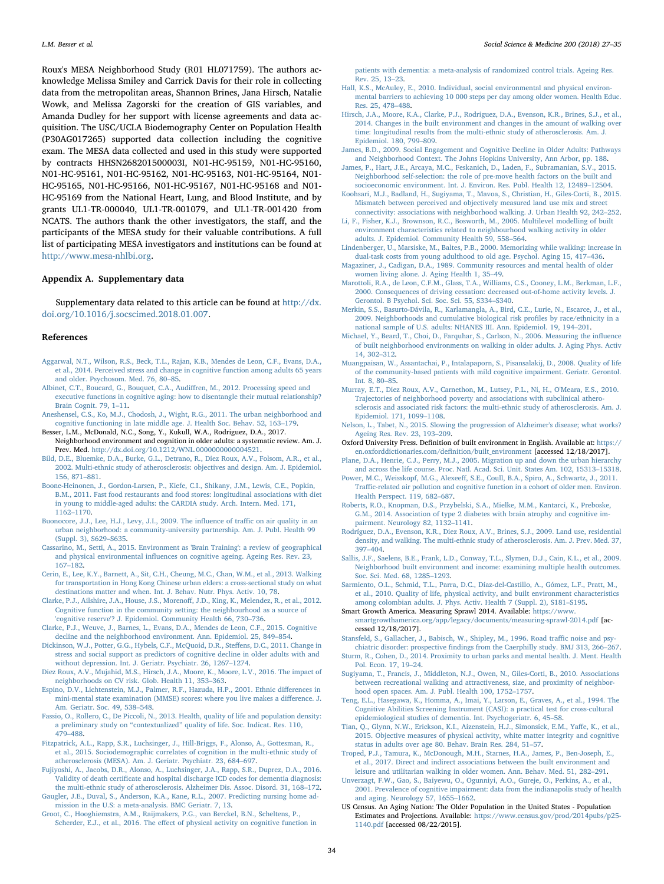Roux's MESA Neighborhood Study (R01 HL071759). The authors acknowledge Melissa Smiley and Carrick Davis for their role in collecting data from the metropolitan areas, Shannon Brines, Jana Hirsch, Natalie Wowk, and Melissa Zagorski for the creation of GIS variables, and Amanda Dudley for her support with license agreements and data acquisition. The USC/UCLA Biodemography Center on Population Health (P30AG017265) supported data collection including the cognitive exam. The MESA data collected and used in this study were supported by contracts HHSN268201500003I, N01-HC-95159, N01-HC-95160, N01-HC-95161, N01-HC-95162, N01-HC-95163, N01-HC-95164, N01-HC-95165, N01-HC-95166, N01-HC-95167, N01-HC-95168 and N01-HC-95169 from the National Heart, Lung, and Blood Institute, and by grants UL1-TR-000040, UL1-TR-001079, and UL1-TR-001420 from NCATS. The authors thank the other investigators, the staff, and the participants of the MESA study for their valuable contributions. A full list of participating MESA investigators and institutions can be found at http://www.mesa-nhlbi.org.

## Appendix A. Supplementary data

Supplementary data related to this article can be found at http://dx.doi.org/10.1016/j.socscimed.2018.01.007.

## References

Aggarwal, N.T., Wilson, R.S., Beck, T.L., Rajan, K.B., Mendes de Leon, C.F., Evans, D.A., et al., 2014. Perceived stress and change in cognitive function among adults 65 years and older. Psychosom. Med. 76, 80–85.

Albinet, C.T., Boucard, G., Bouquet, C.A., Audiffren, M., 2012. Processing speed and executive functions in cognitive aging: how to disentangle their mutual relationship? Brain Cognit. 79, 1–11.

Aneshensel, C.S., Ko, M.J., Chodosh, J., Wight, R.G., 2011. The urban neighborhood and cognitive functioning in late middle age. J. Health Soc. Behav. 52, 163–179.

Besser, L.M., McDonald, N.C., Song, Y., Kukull, W.A., Rodriguez, D.A., 2017. Neighborhood environment and cognition in older adults: a systematic review. Am. J. Prev. Med. http://dx.doi.org/10.1212/WNL.0000000000004521.

Bild, D.E., Bluemke, D.A., Burke, G.L., Detrano, R., Diez Roux, A.V., Folsom, A.R., et al., 2002. Multi-ethnic study of atherosclerosis: objectives and design. Am. J. Epidemiol. 156, 871–881.

Boone-Heinonen, J., Gordon-Larsen, P., Kiefe, C.I., Shikany, J.M., Lewis, C.E., Popkin, B.M., 2011. Fast food restaurants and food stores: longitudinal associations with diet in young to middle-aged adults: the CARDIA study. Arch. Intern. Med. 171, 1162–1170.

Buonocore, J.J., Lee, H.J., Levy, J.I., 2009. The influence of traffic on air quality in an urban neighborhood: a community-university partnership. Am. J. Publ. Health 99 (Suppl. 3), S629–S635.

Cassarino, M., Setti, A., 2015. Environment as 'Brain Training': a review of geographical and physical environmental influences on cognitive ageing. Ageing Res. Rev. 23, 167–182.

Cerin, E., Lee, K.Y., Barnett, A., Sit, C.H., Cheung, M.C., Chan, W.M., et al., 2013. Walking for transportation in Hong Kong Chinese urban elders: a cross-sectional study on what destinations matter and when. Int. J. Behav. Nutr. Phys. Activ. 10, 78.

Clarke, P.J., Ailshire, J.A., House, J.S., Morenoff, J.D., King, K., Melendez, R., et al., 2012. Cognitive function in the community setting: the neighbourhood as a source of 'cognitive reserve'? J. Epidemiol. Community Health 66, 730–736.

Clarke, P.J., Weuve, J., Barnes, L., Evans, D.A., Mendes de Leon, C.F., 2015. Cognitive decline and the neighborhood environment. Ann. Epidemiol. 25, 849–854.

Dickinson, W.J., Potter, G.G., Hybels, C.F., McQuoid, D.R., Steffens, D.C., 2011. Change in stress and social support as predictors of cognitive decline in older adults with and without depression. Int. J. Geriatr. Psychiatr. 26, 1267–1274.

Diez Roux, A.V., Mujahid, M.S., Hirsch, J.A., Moore, K., Moore, L.V., 2016. The impact of neighborhoods on CV risk. Glob. Health 11, 353–363.

Espino, D.V., Lichtenstein, M.J., Palmer, R.F., Hazuda, H.P., 2001. Ethnic differences in mini-mental state examination (MMSE) scores: where you live makes a difference. J. Am. Geriatr. Soc. 49, 538–548.

Fassio, O., Rollero, C., De Piccoli, N., 2013. Health, quality of life and population density: a preliminary study on "contextualized" quality of life. Soc. Indicat. Res. 110, 479–488.

Fitzpatrick, A.L., Rapp, S.R., Luchsinger, J., Hill-Briggs, F., Alonso, A., Gottesman, R., et al., 2015. Sociodemographic correlates of cognition in the multi-ethnic study of atherosclerosis (MESA). Am. J. Geriatr. Psychiatr. 23, 684–697.

Fujiyoshi, A., Jacobs, D.R., Alonso, A., Luchsinger, J.A., Rapp, S.R., Duprez, D.A., 2016. Validity of death certificate and hospital discharge ICD codes for dementia diagnosis: the multi-ethnic study of atherosclerosis. Alzheimer Dis. Assoc. Disord. 31, 168–172.

Gaugler, J.E., Duval, S., Anderson, K.A., Kane, R.L., 2007. Predicting nursing home admission in the U.S: a meta-analysis. BMC Geriatr. 7, 13.

Groot, C., Hooghiemstra, A.M., Raijmakers, P.G., van Berckel, B.N., Scheltens, P., Scherder, E.J., et al., 2016. The effect of physical activity on cognitive function in patients with dementia: a meta-analysis of randomized control trials. Ageing Res. Rev. 25, 13–23.

Hall, K.S., McAuley, E., 2010. Individual, social environmental and physical environmental barriers to achieving 10 000 steps per day among older women. Health Educ. Res. 25, 478–488.

Hirsch, J.A., Moore, K.A., Clarke, P.J., Rodriguez, D.A., Evenson, K.R., Brines, S.J., et al., 2014. Changes in the built environment and changes in the amount of walking over time: longitudinal results from the multi-ethnic study of atherosclerosis. Am. J. Epidemiol. 180, 799–809.

James, B.D., 2009. Social Engagement and Cognitive Decline in Older Adults: Pathways and Neighborhood Context. The Johns Hopkins University, Ann Arbor, pp. 188.

James, P., Hart, J.E., Arcaya, M.C., Feskanich, D., Laden, F., Subramanian, S.V., 2015. Neighborhood self-selection: the role of pre-move health factors on the built and socioeconomic environment. Int. J. Environ. Res. Publ. Health 12, 12489–12504.

Koohsari, M.J., Badland, H., Sugiyama, T., Mavoa, S., Christian, H., Giles-Corti, B., 2015. Mismatch between perceived and objectively measured land use mix and street connectivity: associations with neighborhood walking. J. Urban Health 92, 242–252.

Li, F., Fisher, K.J., Brownson, R.C., Bosworth, M., 2005. Multilevel modelling of built environment characteristics related to neighbourhood walking activity in older adults. J. Epidemiol. Community Health 59, 558–564.

Lindenberger, U., Marsiske, M., Baltes, P.B., 2000. Memorizing while walking: increase in dual-task costs from young adulthood to old age. Psychol. Aging 15, 417–436.

Magaziner, J., Cadigan, D.A., 1989. Community resources and mental health of older women living alone. J. Aging Health 1, 35–49.

Marottoli, R.A., de Leon, C.F.M., Glass, T.A., Williams, C.S., Cooney, L.M., Berkman, L.F., 2000. Consequences of driving cessation: decreased out-of-home activity levels. J. Gerontol. B Psychol. Sci. Soc. Sci. 55, S334–S340.

Merkin, S.S., Basurto-Dávila, R., Karlamangla, A., Bird, C.E., Lurie, N., Escarce, J., et al., 2009. Neighborhoods and cumulative biological risk profiles by race/ethnicity in a national sample of U.S. adults: NHANES III. Ann. Epidemiol. 19, 194–201.

Michael, Y., Beard, T., Choi, D., Farquhar, S., Carlson, N., 2006. Measuring the influence of built neighborhood environments on walking in older adults. J. Aging Phys. Activ 14, 302–312.

Muangpaisan, W., Assantachai, P., Intalapaporn, S., Pisansalakij, D., 2008. Quality of life of the community-based patients with mild cognitive impairment. Geriatr. Gerontol. Int. 8, 80–85.

Murray, E.T., Diez Roux, A.V., Carnethon, M., Lutsey, P.L., Ni, H., O'Meara, E.S., 2010. Trajectories of neighborhood poverty and associations with subclinical atherosclerosis and associated risk factors: the multi-ethnic study of atherosclerosis. Am. J. Epidemiol. 171, 1099–1108.

Nelson, L., Tabet, N., 2015. Slowing the progression of Alzheimer's disease; what works? Ageing Res. Rev. 23, 193–209.

Oxford University Press. Definition of built environment in English. Available at: https://en.oxforddictionaries.com/definition/built_environment [accessed 12/18/2017].

Plane, D.A., Henrie, C.J., Perry, M.J., 2005. Migration up and down the urban hierarchy and across the life course. Proc. Natl. Acad. Sci. Unit. States Am. 102, 15313–15318.

Power, M.C., Weisskopf, M.G., Alexeeff, S.E., Coull, B.A., Spiro, A., Schwartz, J., 2011. Traffic-related air pollution and cognitive function in a cohort of older men. Environ. Health Perspect. 119, 682–687.

Roberts, R.O., Knopman, D.S., Przybelski, S.A., Mielke, M.M., Kantarci, K., Preboske, G.M., 2014. Association of type 2 diabetes with brain atrophy and cognitive impairment. Neurology 82, 1132–1141.

Rodríguez, D.A., Evenson, K.R., Diez Roux, A.V., Brines, S.J., 2009. Land use, residential density, and walking. The multi-ethnic study of atherosclerosis. Am. J. Prev. Med. 37, 397–404.

Sallis, J.F., Saelens, B.E., Frank, L.D., Conway, T.L., Slymen, D.J., Cain, K.L., et al., 2009. Neighborhood built environment and income: examining multiple health outcomes. Soc. Sci. Med. 68, 1285–1293.

Sarmiento, O.L., Schmid, T.L., Parra, D.C., Díaz-del-Castillo, A., Gómez, L.F., Pratt, M., et al., 2010. Quality of life, physical activity, and built environment characteristics among colombian adults. J. Phys. Activ. Health 7 (Suppl. 2), S181–S195.

Smart Growth America. Measuring Sprawl 2014. Available: https://www.smartgrowthamerica.org/app/legacy/documents/measuring-sprawl-2014.pdf [accessed 12/18/2017].

Stansfeld, S., Gallacher, J., Babisch, W., Shipley, M., 1996. Road traffic noise and psychiatric disorder: prospective findings from the Caerphilly study. BMJ 313, 266–267.

Sturm, R., Cohen, D., 2014. Proximity to urban parks and mental health. J. Ment. Health Pol. Econ. 17, 19–24.

Sugiyama, T., Francis, J., Middleton, N.J., Owen, N., Giles-Corti, B., 2010. Associations between recreational walking and attractiveness, size, and proximity of neighborhood open spaces. Am. J. Publ. Health 100, 1752–1757.

Teng, E.L., Hasegawa, K., Homma, A., Imai, Y., Larson, E., Graves, A., et al., 1994. The Cognitive Abilities Screening Instrument (CASI): a practical test for cross-cultural epidemiological studies of dementia. Int. Psychogeriatr. 6, 45–58.

Tian, Q., Glynn, N.W., Erickson, K.I., Aizenstein, H.J., Simonsick, E.M., Yaffe, K., et al., 2015. Objective measures of physical activity, white matter integrity and cognitive status in adults over age 80. Behav. Brain Res. 284, 51–57.

Troped, P.J., Tamura, K., McDonough, M.H., Starnes, H.A., James, P., Ben-Joseph, E., et al., 2017. Direct and indirect associations between the built environment and leisure and utilitarian walking in older women. Ann. Behav. Med. 51, 282–291.

Unverzagt, F.W., Gao, S., Baiyewu, O., Ogunniyi, A.O., Gureje, O., Perkins, A., et al., 2001. Prevalence of cognitive impairment: data from the indianapolis study of health and aging. Neurology 57, 1655–1662.

US Census. An Aging Nation: The Older Population in the United States - Population Estimates and Projections. Available: https://www.census.gov/prod/2014pubs/p25-1140.pdf [accessed 08/22/2015].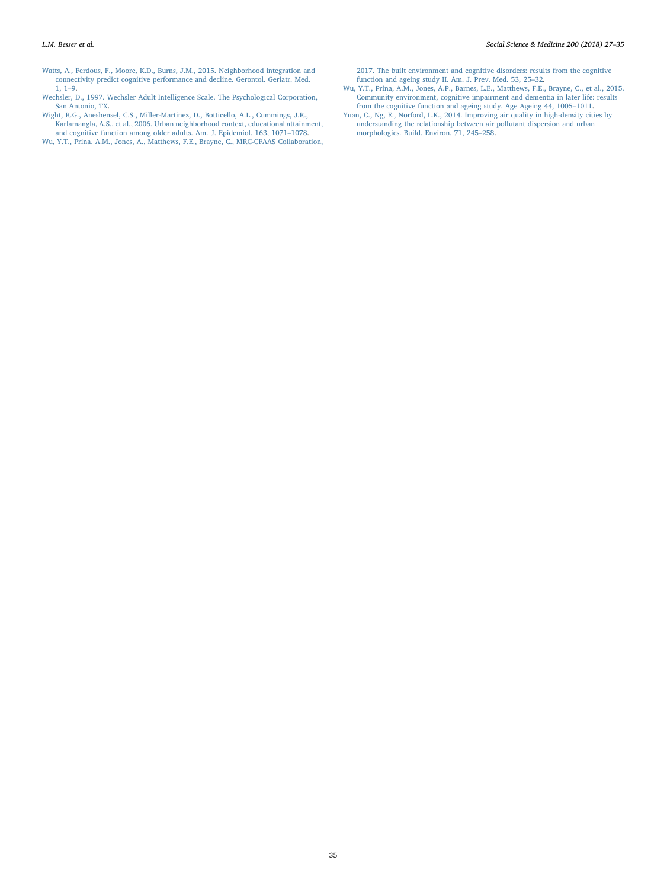Watts, A., Ferdous, F., Moore, K.D., Burns, J.M., 2015. Neighborhood integration and connectivity predict cognitive performance and decline. Gerontol. Geriatr. Med. 1, 1–9.

Wechsler, D., 1997. Wechsler Adult Intelligence Scale. The Psychological Corporation, San Antonio, TX.

Wight, R.G., Aneshensel, C.S., Miller-Martinez, D., Botticello, A.L., Cummings, J.R., Karlamangla, A.S., et al., 2006. Urban neighborhood context, educational attainment, and cognitive function among older adults. Am. J. Epidemiol. 163, 1071–1078.

Wu, Y.T., Prina, A.M., Jones, A., Matthews, F.E., Brayne, C., MRC-CFAAS Collaboration, 2017. The built environment and cognitive disorders: results from the cognitive function and ageing study II. Am. J. Prev. Med. 53, 25–32.

Wu, Y.T., Prina, A.M., Jones, A.P., Barnes, L.E., Matthews, F.E., Brayne, C., et al., 2015. Community environment, cognitive impairment and dementia in later life: results from the cognitive function and ageing study. Age Ageing 44, 1005–1011.

Yuan, C., Ng, E., Norford, L.K., 2014. Improving air quality in high-density cities by understanding the relationship between air pollutant dispersion and urban morphologies. Build. Environ. 71, 245–258.